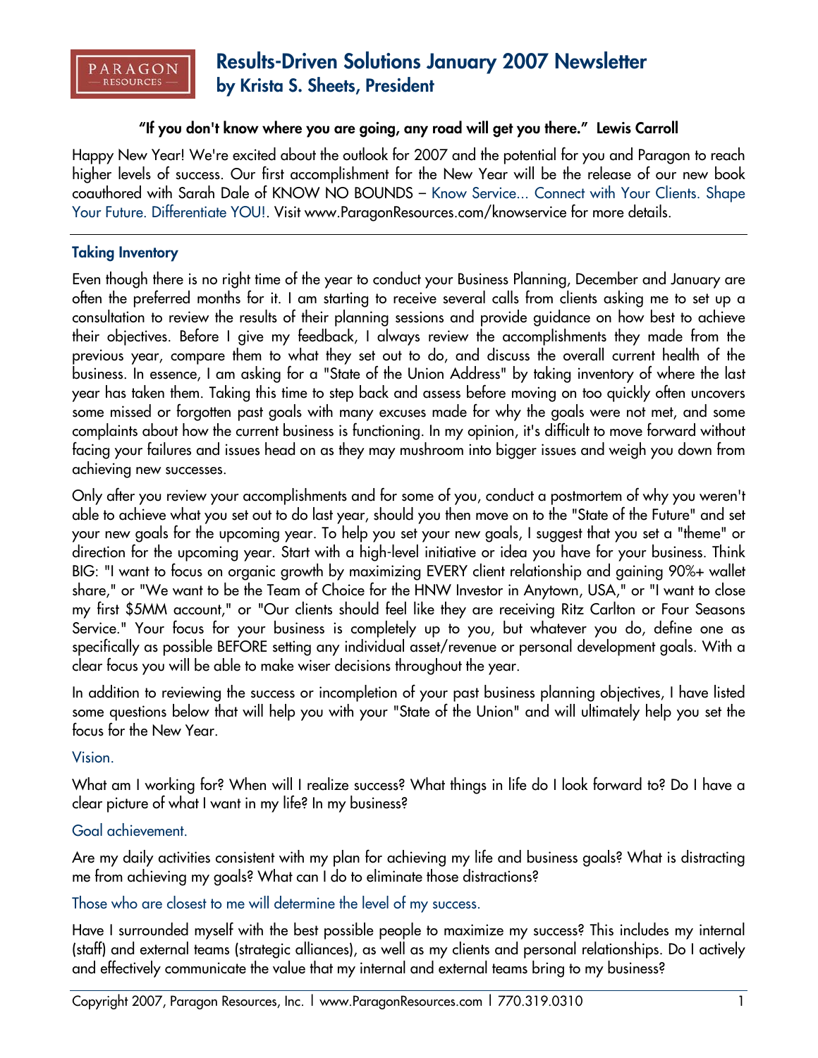# Results-Driven Solutions January 2007 Newsletter
## by Krista S. Sheets, President

**"If you don't know where you are going, any road will get you there." Lewis Carroll**

Happy New Year! We're excited about the outlook for 2007 and the potential for you and Paragon to reach higher levels of success. Our first accomplishment for the New Year will be the release of our new book coauthored with Sarah Dale of KNOW NO BOUNDS – Know Service... Connect with Your Clients. Shape Your Future. Differentiate YOU!. Visit www.ParagonResources.com/knowservice for more details.

---

### Taking Inventory

Even though there is no right time of the year to conduct your Business Planning, December and January are often the preferred months for it. I am starting to receive several calls from clients asking me to set up a consultation to review the results of their planning sessions and provide guidance on how best to achieve their objectives. Before I give my feedback, I always review the accomplishments they made from the previous year, compare them to what they set out to do, and discuss the overall current health of the business. In essence, I am asking for a "State of the Union Address" by taking inventory of where the last year has taken them. Taking this time to step back and assess before moving on too quickly often uncovers some missed or forgotten past goals with many excuses made for why the goals were not met, and some complaints about how the current business is functioning. In my opinion, it's difficult to move forward without facing your failures and issues head on as they may mushroom into bigger issues and weigh you down from achieving new successes.

Only after you review your accomplishments and for some of you, conduct a postmortem of why you weren't able to achieve what you set out to do last year, should you then move on to the "State of the Future" and set your new goals for the upcoming year. To help you set your new goals, I suggest that you set a "theme" or direction for the upcoming year. Start with a high-level initiative or idea you have for your business. Think BIG: "I want to focus on organic growth by maximizing EVERY client relationship and gaining 90%+ wallet share," or "We want to be the Team of Choice for the HNW Investor in Anytown, USA," or "I want to close my first $5MM account," or "Our clients should feel like they are receiving Ritz Carlton or Four Seasons Service." Your focus for your business is completely up to you, but whatever you do, define one as specifically as possible BEFORE setting any individual asset/revenue or personal development goals. With a clear focus you will be able to make wiser decisions throughout the year.

In addition to reviewing the success or incompletion of your past business planning objectives, I have listed some questions below that will help you with your "State of the Union" and will ultimately help you set the focus for the New Year.

Vision.

What am I working for? When will I realize success? What things in life do I look forward to? Do I have a clear picture of what I want in my life? In my business?

Goal achievement.

Are my daily activities consistent with my plan for achieving my life and business goals? What is distracting me from achieving my goals? What can I do to eliminate those distractions?

Those who are closest to me will determine the level of my success.

Have I surrounded myself with the best possible people to maximize my success? This includes my internal (staff) and external teams (strategic alliances), as well as my clients and personal relationships. Do I actively and effectively communicate the value that my internal and external teams bring to my business?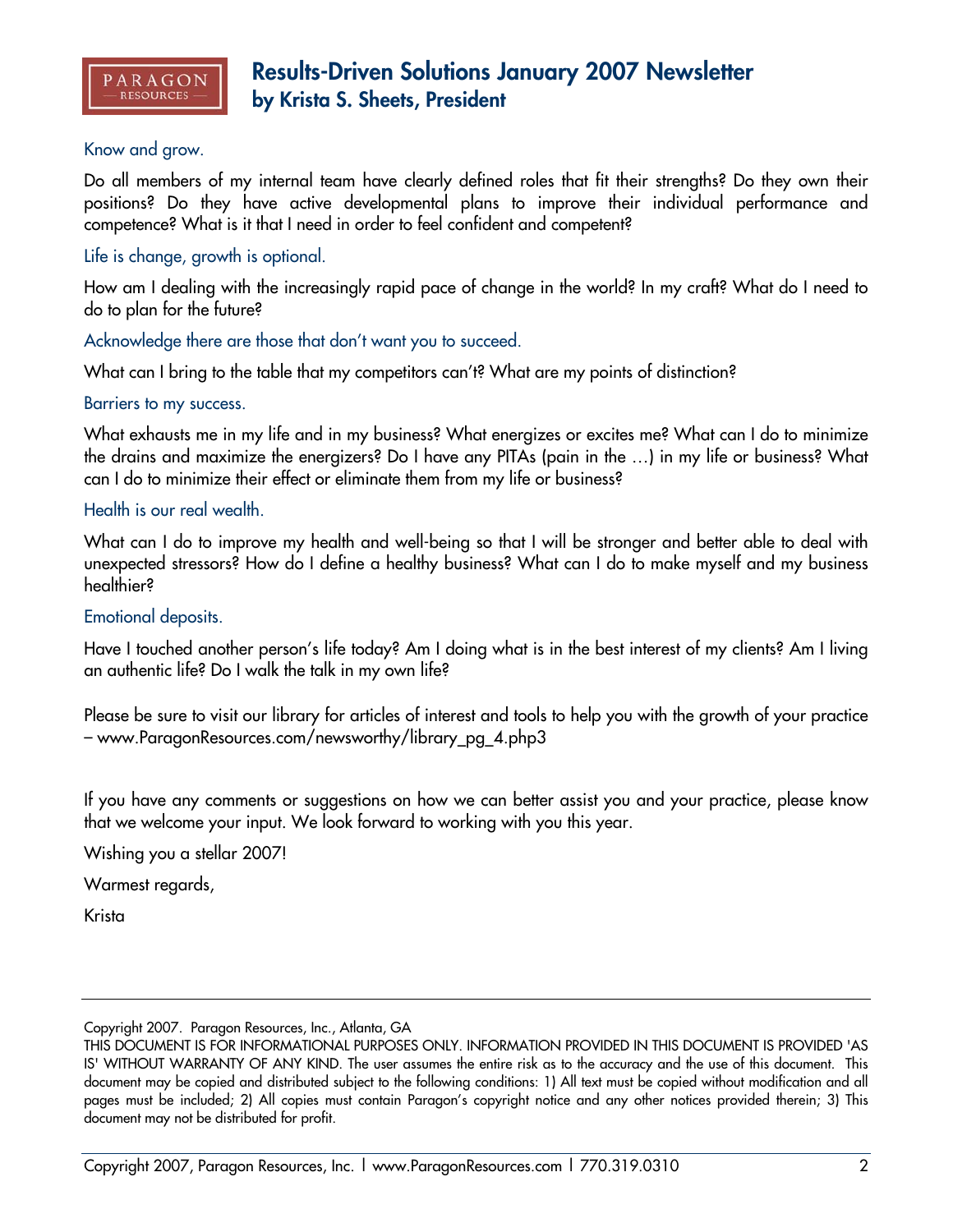Know and grow.

Do all members of my internal team have clearly defined roles that fit their strengths? Do they own their positions? Do they have active developmental plans to improve their individual performance and competence? What is it that I need in order to feel confident and competent?

Life is change, growth is optional.

How am I dealing with the increasingly rapid pace of change in the world? In my craft? What do I need to do to plan for the future?

Acknowledge there are those that don't want you to succeed.

What can I bring to the table that my competitors can't? What are my points of distinction?

Barriers to my success.

What exhausts me in my life and in my business? What energizes or excites me? What can I do to minimize the drains and maximize the energizers? Do I have any PITAs (pain in the …) in my life or business? What can I do to minimize their effect or eliminate them from my life or business?

Health is our real wealth.

What can I do to improve my health and well-being so that I will be stronger and better able to deal with unexpected stressors? How do I define a healthy business? What can I do to make myself and my business healthier?

Emotional deposits.

Have I touched another person's life today? Am I doing what is in the best interest of my clients? Am I living an authentic life? Do I walk the talk in my own life?

Please be sure to visit our library for articles of interest and tools to help you with the growth of your practice – www.ParagonResources.com/newsworthy/library_pg_4.php3

If you have any comments or suggestions on how we can better assist you and your practice, please know that we welcome your input. We look forward to working with you this year.

Wishing you a stellar 2007!

Warmest regards,

Krista

---

Copyright 2007. Paragon Resources, Inc., Atlanta, GA

THIS DOCUMENT IS FOR INFORMATIONAL PURPOSES ONLY. INFORMATION PROVIDED IN THIS DOCUMENT IS PROVIDED 'AS IS' WITHOUT WARRANTY OF ANY KIND. The user assumes the entire risk as to the accuracy and the use of this document. This document may be copied and distributed subject to the following conditions: 1) All text must be copied without modification and all pages must be included; 2) All copies must contain Paragon's copyright notice and any other notices provided therein; 3) This document may not be distributed for profit.